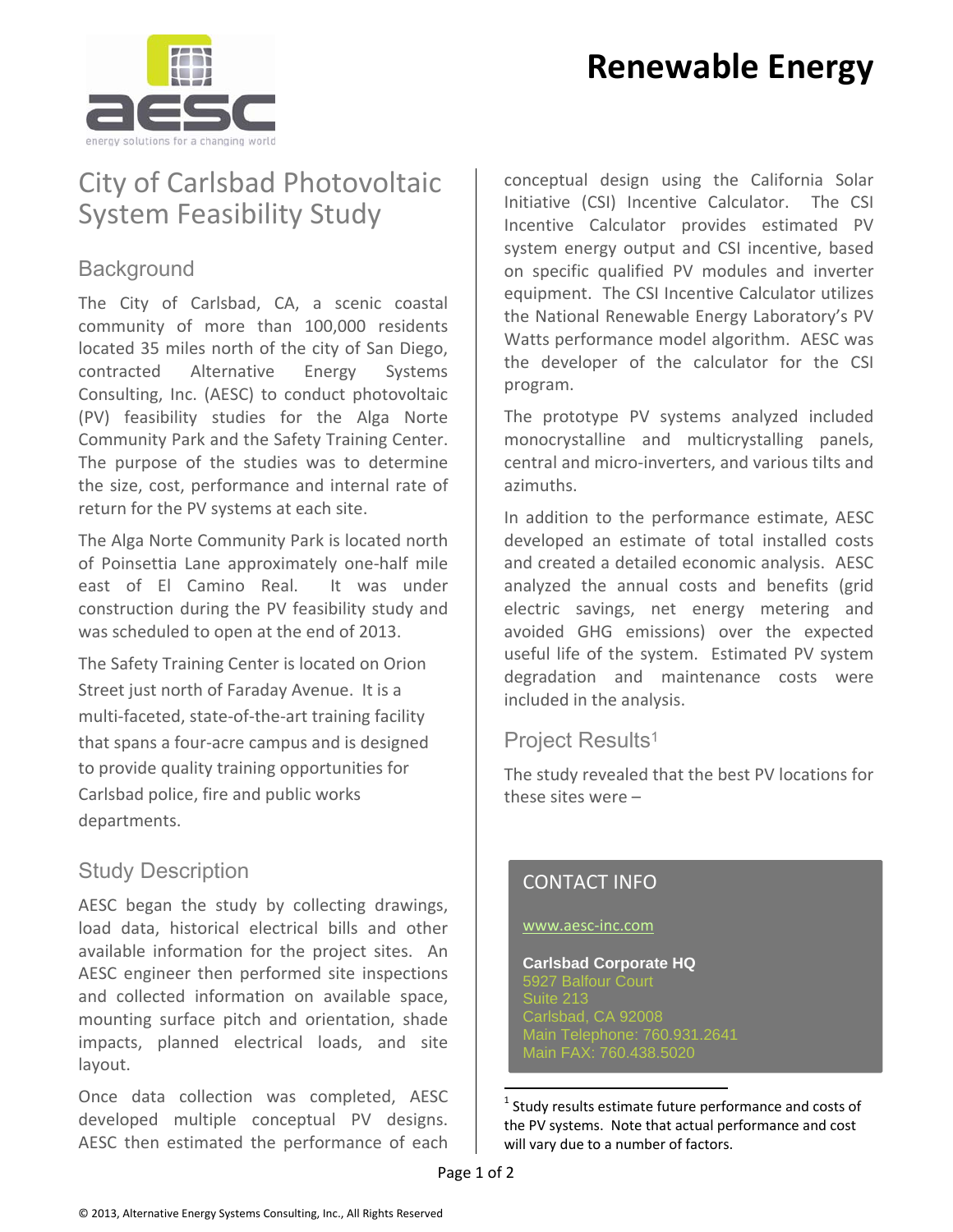# Renewable Energy

aesc

energy solutions for a changing world

## City of Carlsbad Photovoltaic System Feasibility Study

### Background

The City of Carlsbad, CA, a scenic coastal community of more than 100,000 residents located 35 miles north of the city of San Diego, contracted Alternative Energy Systems Consulting, Inc. (AESC) to conduct photovoltaic (PV) feasibility studies for the Alga Norte Community Park and the Safety Training Center. The purpose of the studies was to determine the size, cost, performance and internal rate of return for the PV systems at each site.

The Alga Norte Community Park is located north of Poinsettia Lane approximately one-half mile east of El Camino Real. It was under construction during the PV feasibility study and was scheduled to open at the end of 2013.

The Safety Training Center is located on Orion Street just north of Faraday Avenue. It is a multi-faceted, state-of-the-art training facility that spans a four-acre campus and is designed to provide quality training opportunities for Carlsbad police, fire and public works departments.

### Study Description

AESC began the study by collecting drawings, load data, historical electrical bills and other available information for the project sites. An AESC engineer then performed site inspections and collected information on available space, mounting surface pitch and orientation, shade impacts, planned electrical loads, and site layout.

Once data collection was completed, AESC developed multiple conceptual PV designs. AESC then estimated the performance of each conceptual design using the California Solar Initiative (CSI) Incentive Calculator. The CSI Incentive Calculator provides estimated PV system energy output and CSI incentive, based on specific qualified PV modules and inverter equipment. The CSI Incentive Calculator utilizes the National Renewable Energy Laboratory's PV Watts performance model algorithm. AESC was the developer of the calculator for the CSI program.

The prototype PV systems analyzed included monocrystalline and multicrystalling panels, central and micro-inverters, and various tilts and azimuths.

In addition to the performance estimate, AESC developed an estimate of total installed costs and created a detailed economic analysis. AESC analyzed the annual costs and benefits (grid electric savings, net energy metering and avoided GHG emissions) over the expected useful life of the system. Estimated PV system degradation and maintenance costs were included in the analysis.

### Project Results[1]

The study revealed that the best PV locations for these sites were –

**CONTACT INFO**

www.aesc-inc.com

**Carlsbad Corporate HQ**
5927 Balfour Court
Suite 213
Carlsbad, CA 92008
Main Telephone: 760.931.2641
Main FAX: 760.438.5020

[1] Study results estimate future performance and costs of the PV systems. Note that actual performance and cost will vary due to a number of factors.

© 2013, Alternative Energy Systems Consulting, Inc., All Rights Reserved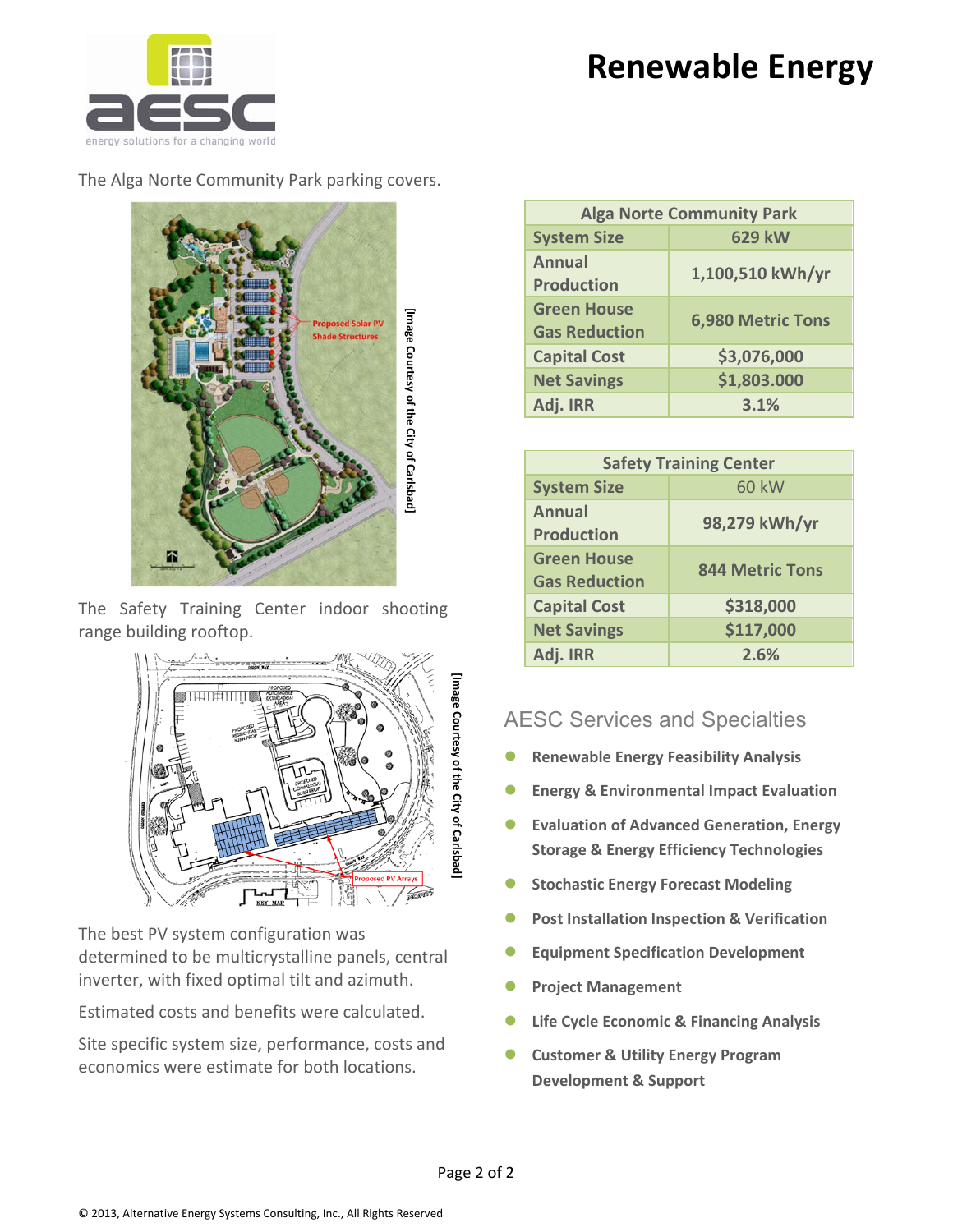# Renewable Energy

The Alga Norte Community Park parking covers.

Proposed Solar PV Shade Structures

[Image Courtesy of the City of Carlsbad]

The Safety Training Center indoor shooting range building rooftop.

Proposed PV Arrays

[Image Courtesy of the City of Carlsbad]

The best PV system configuration was determined to be multicrystalline panels, central inverter, with fixed optimal tilt and azimuth.

Estimated costs and benefits were calculated.

Site specific system size, performance, costs and economics were estimate for both locations.

| Alga Norte Community Park | |
|---|---|
| System Size | 629 kW |
| Annual Production | 1,100,510 kWh/yr |
| Green House Gas Reduction | 6,980 Metric Tons |
| Capital Cost | $3,076,000 |
| Net Savings | $1,803.000 |
| Adj. IRR | 3.1% |

| Safety Training Center | |
|---|---|
| System Size | 60 kW |
| Annual Production | 98,279 kWh/yr |
| Green House Gas Reduction | 844 Metric Tons |
| Capital Cost | $318,000 |
| Net Savings | $117,000 |
| Adj. IRR | 2.6% |

## AESC Services and Specialties

- **Renewable Energy Feasibility Analysis**
- **Energy & Environmental Impact Evaluation**
- **Evaluation of Advanced Generation, Energy Storage & Energy Efficiency Technologies**
- **Stochastic Energy Forecast Modeling**
- **Post Installation Inspection & Verification**
- **Equipment Specification Development**
- **Project Management**
- **Life Cycle Economic & Financing Analysis**
- **Customer & Utility Energy Program Development & Support**

© 2013, Alternative Energy Systems Consulting, Inc., All Rights Reserved